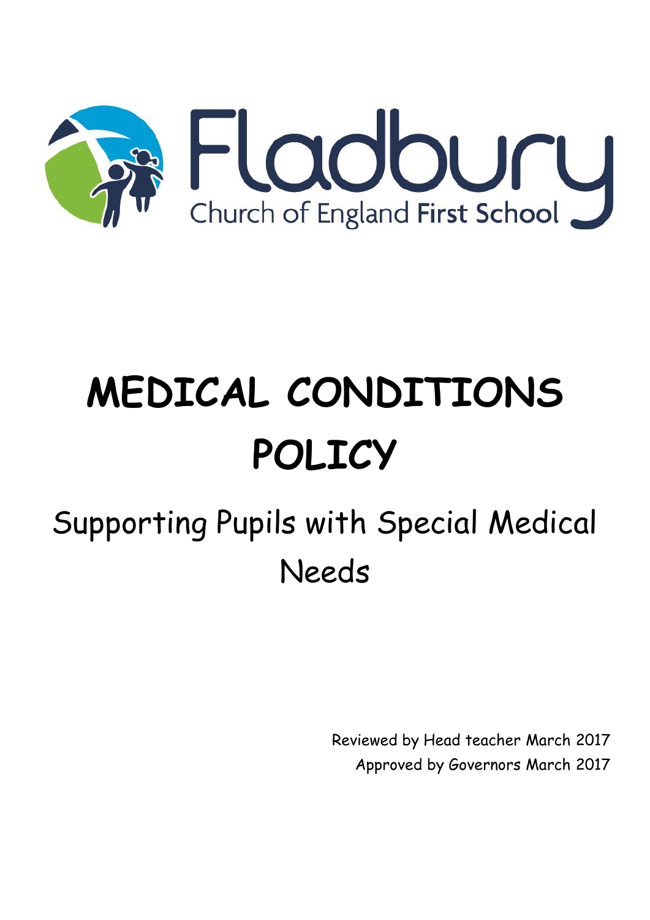Fladbury

Church of England First School

# MEDICAL CONDITIONS POLICY

## Supporting Pupils with Special Medical Needs

Reviewed by Head teacher March 2017

Approved by Governors March 2017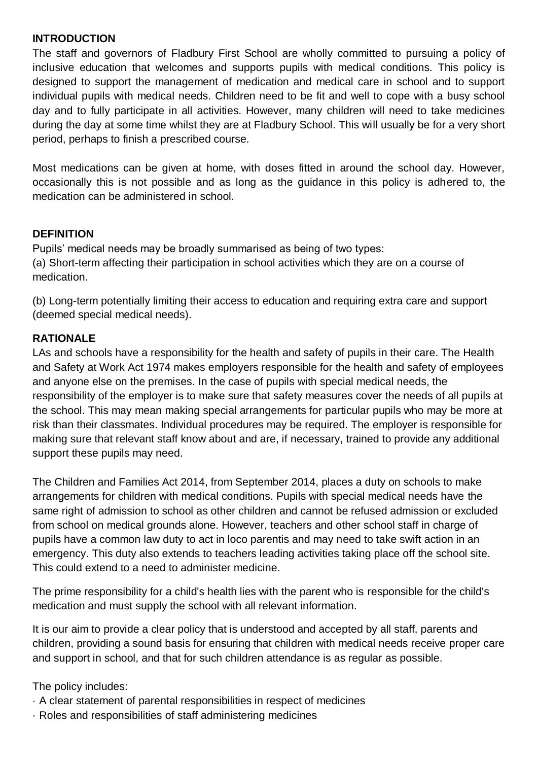**INTRODUCTION**

The staff and governors of Fladbury First School are wholly committed to pursuing a policy of inclusive education that welcomes and supports pupils with medical conditions. This policy is designed to support the management of medication and medical care in school and to support individual pupils with medical needs. Children need to be fit and well to cope with a busy school day and to fully participate in all activities. However, many children will need to take medicines during the day at some time whilst they are at Fladbury School. This will usually be for a very short period, perhaps to finish a prescribed course.

Most medications can be given at home, with doses fitted in around the school day. However, occasionally this is not possible and as long as the guidance in this policy is adhered to, the medication can be administered in school.

**DEFINITION**

Pupils' medical needs may be broadly summarised as being of two types:

(a) Short-term affecting their participation in school activities which they are on a course of medication.

(b) Long-term potentially limiting their access to education and requiring extra care and support (deemed special medical needs).

**RATIONALE**

LAs and schools have a responsibility for the health and safety of pupils in their care. The Health and Safety at Work Act 1974 makes employers responsible for the health and safety of employees and anyone else on the premises. In the case of pupils with special medical needs, the responsibility of the employer is to make sure that safety measures cover the needs of all pupils at the school. This may mean making special arrangements for particular pupils who may be more at risk than their classmates. Individual procedures may be required. The employer is responsible for making sure that relevant staff know about and are, if necessary, trained to provide any additional support these pupils may need.

The Children and Families Act 2014, from September 2014, places a duty on schools to make arrangements for children with medical conditions. Pupils with special medical needs have the same right of admission to school as other children and cannot be refused admission or excluded from school on medical grounds alone. However, teachers and other school staff in charge of pupils have a common law duty to act in loco parentis and may need to take swift action in an emergency. This duty also extends to teachers leading activities taking place off the school site. This could extend to a need to administer medicine.

The prime responsibility for a child's health lies with the parent who is responsible for the child's medication and must supply the school with all relevant information.

It is our aim to provide a clear policy that is understood and accepted by all staff, parents and children, providing a sound basis for ensuring that children with medical needs receive proper care and support in school, and that for such children attendance is as regular as possible.

The policy includes:

- A clear statement of parental responsibilities in respect of medicines
- Roles and responsibilities of staff administering medicines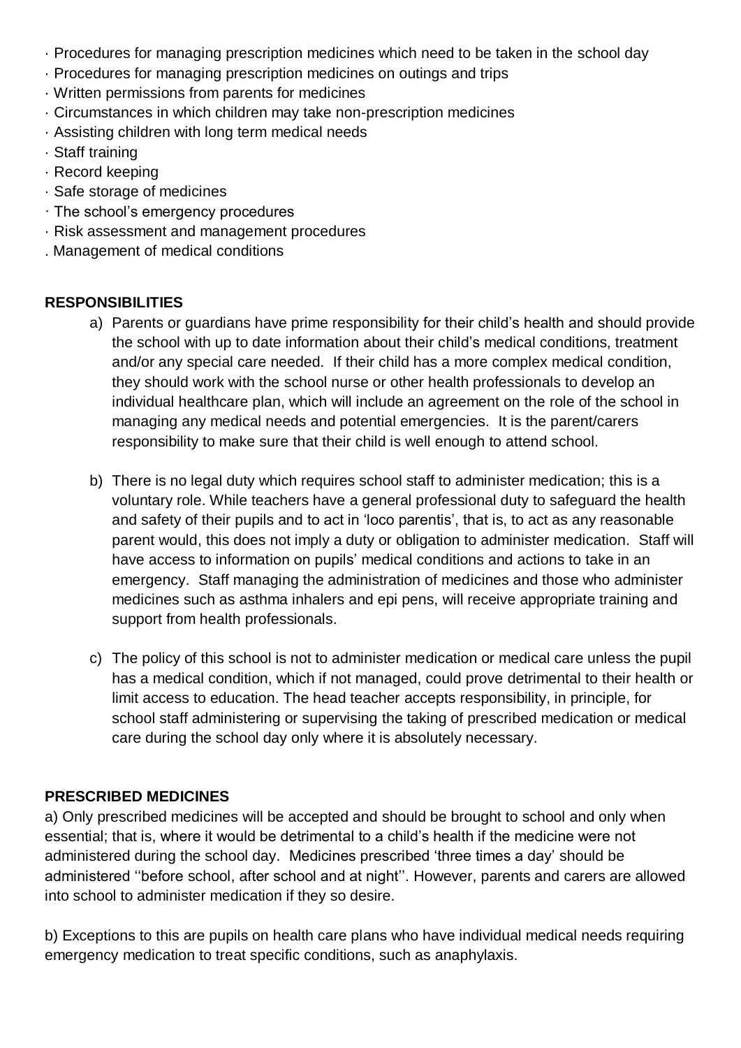· Procedures for managing prescription medicines which need to be taken in the school day
· Procedures for managing prescription medicines on outings and trips
· Written permissions from parents for medicines
· Circumstances in which children may take non-prescription medicines
· Assisting children with long term medical needs
· Staff training
· Record keeping
· Safe storage of medicines
· The school's emergency procedures
· Risk assessment and management procedures
. Management of medical conditions

**RESPONSIBILITIES**

a) Parents or guardians have prime responsibility for their child's health and should provide the school with up to date information about their child's medical conditions, treatment and/or any special care needed. If their child has a more complex medical condition, they should work with the school nurse or other health professionals to develop an individual healthcare plan, which will include an agreement on the role of the school in managing any medical needs and potential emergencies. It is the parent/carers responsibility to make sure that their child is well enough to attend school.

b) There is no legal duty which requires school staff to administer medication; this is a voluntary role. While teachers have a general professional duty to safeguard the health and safety of their pupils and to act in 'loco parentis', that is, to act as any reasonable parent would, this does not imply a duty or obligation to administer medication. Staff will have access to information on pupils' medical conditions and actions to take in an emergency. Staff managing the administration of medicines and those who administer medicines such as asthma inhalers and epi pens, will receive appropriate training and support from health professionals.

c) The policy of this school is not to administer medication or medical care unless the pupil has a medical condition, which if not managed, could prove detrimental to their health or limit access to education. The head teacher accepts responsibility, in principle, for school staff administering or supervising the taking of prescribed medication or medical care during the school day only where it is absolutely necessary.

**PRESCRIBED MEDICINES**

a) Only prescribed medicines will be accepted and should be brought to school and only when essential; that is, where it would be detrimental to a child's health if the medicine were not administered during the school day. Medicines prescribed 'three times a day' should be administered ''before school, after school and at night''. However, parents and carers are allowed into school to administer medication if they so desire.

b) Exceptions to this are pupils on health care plans who have individual medical needs requiring emergency medication to treat specific conditions, such as anaphylaxis.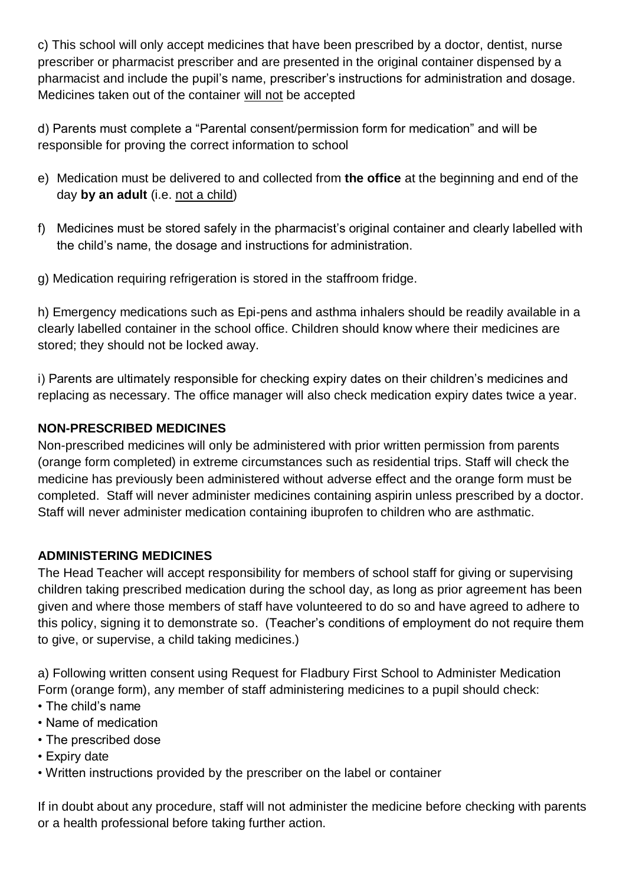c) This school will only accept medicines that have been prescribed by a doctor, dentist, nurse prescriber or pharmacist prescriber and are presented in the original container dispensed by a pharmacist and include the pupil's name, prescriber's instructions for administration and dosage. Medicines taken out of the container <u>will not</u> be accepted

d) Parents must complete a "Parental consent/permission form for medication" and will be responsible for proving the correct information to school

e) Medication must be delivered to and collected from **the office** at the beginning and end of the day **by an adult** (i.e. <u>not a child</u>)

f) Medicines must be stored safely in the pharmacist's original container and clearly labelled with the child's name, the dosage and instructions for administration.

g) Medication requiring refrigeration is stored in the staffroom fridge.

h) Emergency medications such as Epi-pens and asthma inhalers should be readily available in a clearly labelled container in the school office. Children should know where their medicines are stored; they should not be locked away.

i) Parents are ultimately responsible for checking expiry dates on their children's medicines and replacing as necessary. The office manager will also check medication expiry dates twice a year.

**NON-PRESCRIBED MEDICINES**

Non-prescribed medicines will only be administered with prior written permission from parents (orange form completed) in extreme circumstances such as residential trips. Staff will check the medicine has previously been administered without adverse effect and the orange form must be completed. Staff will never administer medicines containing aspirin unless prescribed by a doctor. Staff will never administer medication containing ibuprofen to children who are asthmatic.

**ADMINISTERING MEDICINES**

The Head Teacher will accept responsibility for members of school staff for giving or supervising children taking prescribed medication during the school day, as long as prior agreement has been given and where those members of staff have volunteered to do so and have agreed to adhere to this policy, signing it to demonstrate so. (Teacher's conditions of employment do not require them to give, or supervise, a child taking medicines.)

a) Following written consent using Request for Fladbury First School to Administer Medication Form (orange form), any member of staff administering medicines to a pupil should check:

- The child's name
- Name of medication
- The prescribed dose
- Expiry date
- Written instructions provided by the prescriber on the label or container

If in doubt about any procedure, staff will not administer the medicine before checking with parents or a health professional before taking further action.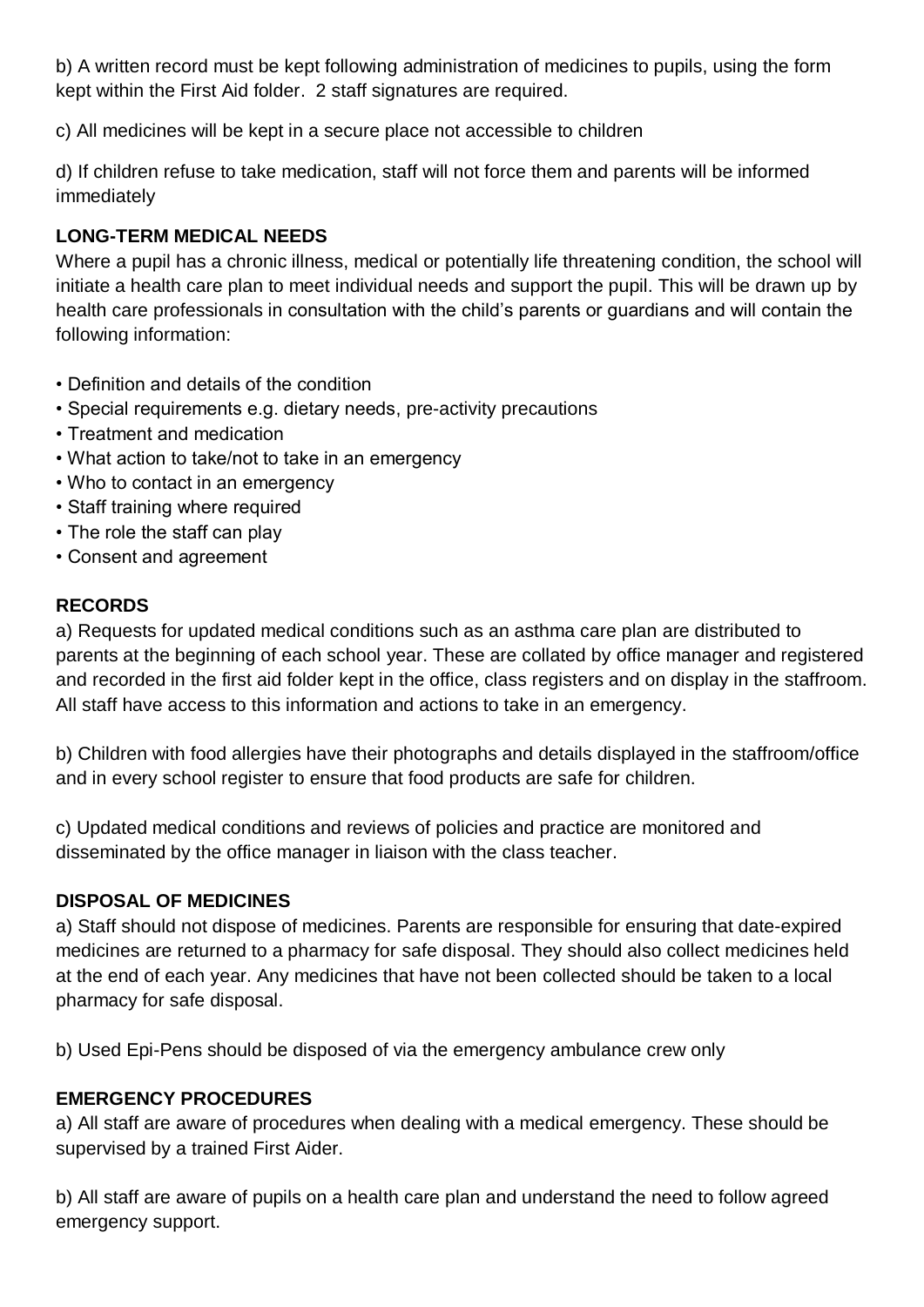b) A written record must be kept following administration of medicines to pupils, using the form kept within the First Aid folder. 2 staff signatures are required.

c) All medicines will be kept in a secure place not accessible to children

d) If children refuse to take medication, staff will not force them and parents will be informed immediately

**LONG-TERM MEDICAL NEEDS**

Where a pupil has a chronic illness, medical or potentially life threatening condition, the school will initiate a health care plan to meet individual needs and support the pupil. This will be drawn up by health care professionals in consultation with the child's parents or guardians and will contain the following information:

- Definition and details of the condition
- Special requirements e.g. dietary needs, pre-activity precautions
- Treatment and medication
- What action to take/not to take in an emergency
- Who to contact in an emergency
- Staff training where required
- The role the staff can play
- Consent and agreement

**RECORDS**

a) Requests for updated medical conditions such as an asthma care plan are distributed to parents at the beginning of each school year. These are collated by office manager and registered and recorded in the first aid folder kept in the office, class registers and on display in the staffroom. All staff have access to this information and actions to take in an emergency.

b) Children with food allergies have their photographs and details displayed in the staffroom/office and in every school register to ensure that food products are safe for children.

c) Updated medical conditions and reviews of policies and practice are monitored and disseminated by the office manager in liaison with the class teacher.

**DISPOSAL OF MEDICINES**

a) Staff should not dispose of medicines. Parents are responsible for ensuring that date-expired medicines are returned to a pharmacy for safe disposal. They should also collect medicines held at the end of each year. Any medicines that have not been collected should be taken to a local pharmacy for safe disposal.

b) Used Epi-Pens should be disposed of via the emergency ambulance crew only

**EMERGENCY PROCEDURES**

a) All staff are aware of procedures when dealing with a medical emergency. These should be supervised by a trained First Aider.

b) All staff are aware of pupils on a health care plan and understand the need to follow agreed emergency support.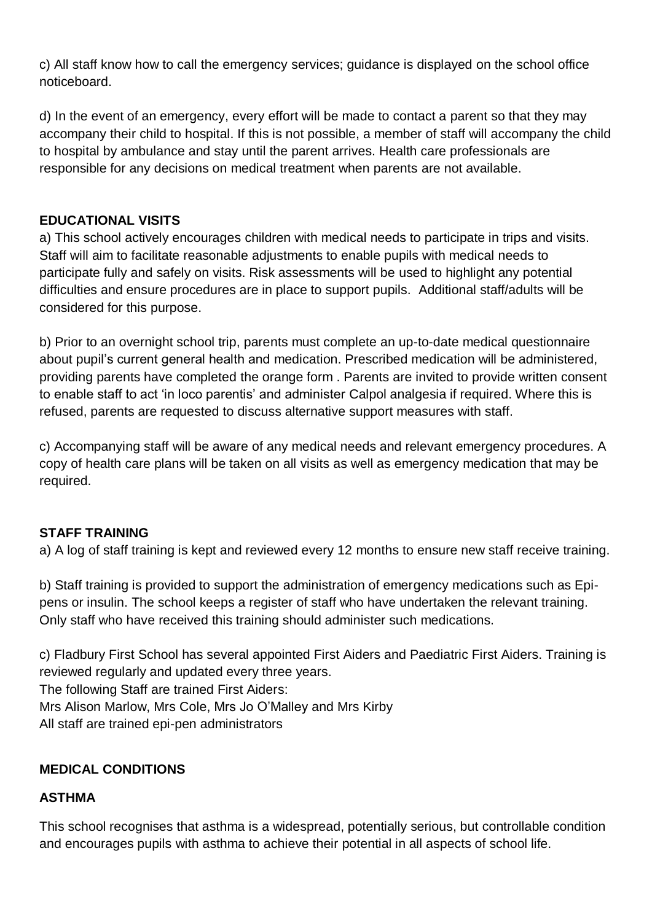c) All staff know how to call the emergency services; guidance is displayed on the school office noticeboard.

d) In the event of an emergency, every effort will be made to contact a parent so that they may accompany their child to hospital. If this is not possible, a member of staff will accompany the child to hospital by ambulance and stay until the parent arrives. Health care professionals are responsible for any decisions on medical treatment when parents are not available.

**EDUCATIONAL VISITS**

a) This school actively encourages children with medical needs to participate in trips and visits. Staff will aim to facilitate reasonable adjustments to enable pupils with medical needs to participate fully and safely on visits. Risk assessments will be used to highlight any potential difficulties and ensure procedures are in place to support pupils. Additional staff/adults will be considered for this purpose.

b) Prior to an overnight school trip, parents must complete an up-to-date medical questionnaire about pupil's current general health and medication. Prescribed medication will be administered, providing parents have completed the orange form . Parents are invited to provide written consent to enable staff to act 'in loco parentis' and administer Calpol analgesia if required. Where this is refused, parents are requested to discuss alternative support measures with staff.

c) Accompanying staff will be aware of any medical needs and relevant emergency procedures. A copy of health care plans will be taken on all visits as well as emergency medication that may be required.

**STAFF TRAINING**

a) A log of staff training is kept and reviewed every 12 months to ensure new staff receive training.

b) Staff training is provided to support the administration of emergency medications such as Epi-pens or insulin. The school keeps a register of staff who have undertaken the relevant training. Only staff who have received this training should administer such medications.

c) Fladbury First School has several appointed First Aiders and Paediatric First Aiders. Training is reviewed regularly and updated every three years.
The following Staff are trained First Aiders:
Mrs Alison Marlow, Mrs Cole, Mrs Jo O'Malley and Mrs Kirby
All staff are trained epi-pen administrators

**MEDICAL CONDITIONS**

**ASTHMA**

This school recognises that asthma is a widespread, potentially serious, but controllable condition and encourages pupils with asthma to achieve their potential in all aspects of school life.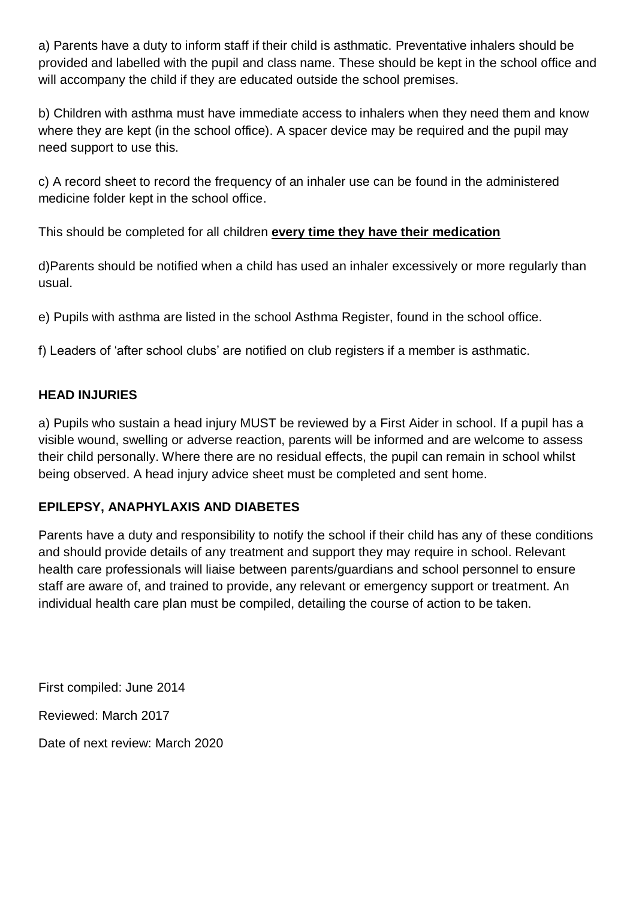a) Parents have a duty to inform staff if their child is asthmatic. Preventative inhalers should be provided and labelled with the pupil and class name. These should be kept in the school office and will accompany the child if they are educated outside the school premises.

b) Children with asthma must have immediate access to inhalers when they need them and know where they are kept (in the school office). A spacer device may be required and the pupil may need support to use this.

c) A record sheet to record the frequency of an inhaler use can be found in the administered medicine folder kept in the school office.

This should be completed for all children **every time they have their medication**

d)Parents should be notified when a child has used an inhaler excessively or more regularly than usual.

e) Pupils with asthma are listed in the school Asthma Register, found in the school office.

f) Leaders of 'after school clubs' are notified on club registers if a member is asthmatic.

**HEAD INJURIES**

a) Pupils who sustain a head injury MUST be reviewed by a First Aider in school. If a pupil has a visible wound, swelling or adverse reaction, parents will be informed and are welcome to assess their child personally. Where there are no residual effects, the pupil can remain in school whilst being observed. A head injury advice sheet must be completed and sent home.

**EPILEPSY, ANAPHYLAXIS AND DIABETES**

Parents have a duty and responsibility to notify the school if their child has any of these conditions and should provide details of any treatment and support they may require in school. Relevant health care professionals will liaise between parents/guardians and school personnel to ensure staff are aware of, and trained to provide, any relevant or emergency support or treatment. An individual health care plan must be compiled, detailing the course of action to be taken.

First compiled: June 2014

Reviewed: March 2017

Date of next review: March 2020